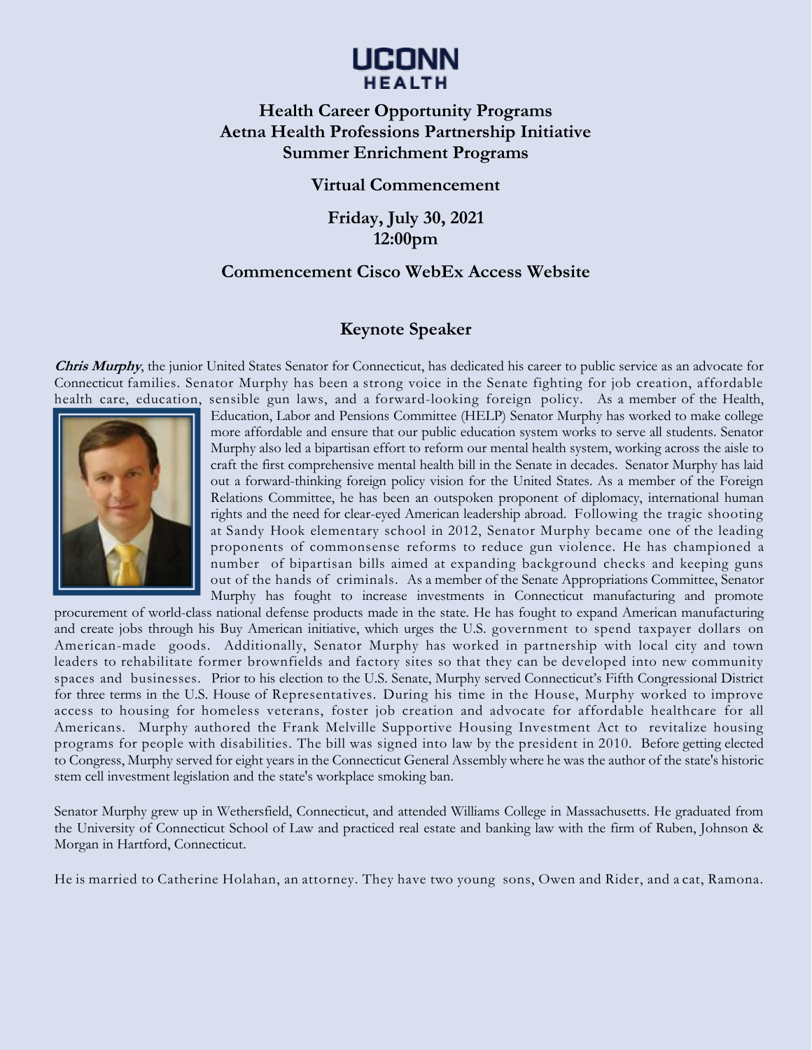# UCONN HEALTH

## Health Career Opportunity Programs
## Aetna Health Professions Partnership Initiative
## Summer Enrichment Programs

### Virtual Commencement

**Friday, July 30, 2021**
**12:00pm**

### Commencement Cisco WebEx Access Website

### Keynote Speaker

***Chris Murphy***, the junior United States Senator for Connecticut, has dedicated his career to public service as an advocate for Connecticut families. Senator Murphy has been a strong voice in the Senate fighting for job creation, affordable health care, education, sensible gun laws, and a forward-looking foreign policy. As a member of the Health, Education, Labor and Pensions Committee (HELP) Senator Murphy has worked to make college more affordable and ensure that our public education system works to serve all students. Senator Murphy also led a bipartisan effort to reform our mental health system, working across the aisle to craft the first comprehensive mental health bill in the Senate in decades. Senator Murphy has laid out a forward-thinking foreign policy vision for the United States. As a member of the Foreign Relations Committee, he has been an outspoken proponent of diplomacy, international human rights and the need for clear-eyed American leadership abroad. Following the tragic shooting at Sandy Hook elementary school in 2012, Senator Murphy became one of the leading proponents of commonsense reforms to reduce gun violence. He has championed a number of bipartisan bills aimed at expanding background checks and keeping guns out of the hands of criminals. As a member of the Senate Appropriations Committee, Senator Murphy has fought to increase investments in Connecticut manufacturing and promote procurement of world-class national defense products made in the state. He has fought to expand American manufacturing and create jobs through his Buy American initiative, which urges the U.S. government to spend taxpayer dollars on American-made goods. Additionally, Senator Murphy has worked in partnership with local city and town leaders to rehabilitate former brownfields and factory sites so that they can be developed into new community spaces and businesses. Prior to his election to the U.S. Senate, Murphy served Connecticut's Fifth Congressional District for three terms in the U.S. House of Representatives. During his time in the House, Murphy worked to improve access to housing for homeless veterans, foster job creation and advocate for affordable healthcare for all Americans. Murphy authored the Frank Melville Supportive Housing Investment Act to revitalize housing programs for people with disabilities. The bill was signed into law by the president in 2010. Before getting elected to Congress, Murphy served for eight years in the Connecticut General Assembly where he was the author of the state's historic stem cell investment legislation and the state's workplace smoking ban.

Senator Murphy grew up in Wethersfield, Connecticut, and attended Williams College in Massachusetts. He graduated from the University of Connecticut School of Law and practiced real estate and banking law with the firm of Ruben, Johnson & Morgan in Hartford, Connecticut.

He is married to Catherine Holahan, an attorney. They have two young sons, Owen and Rider, and a cat, Ramona.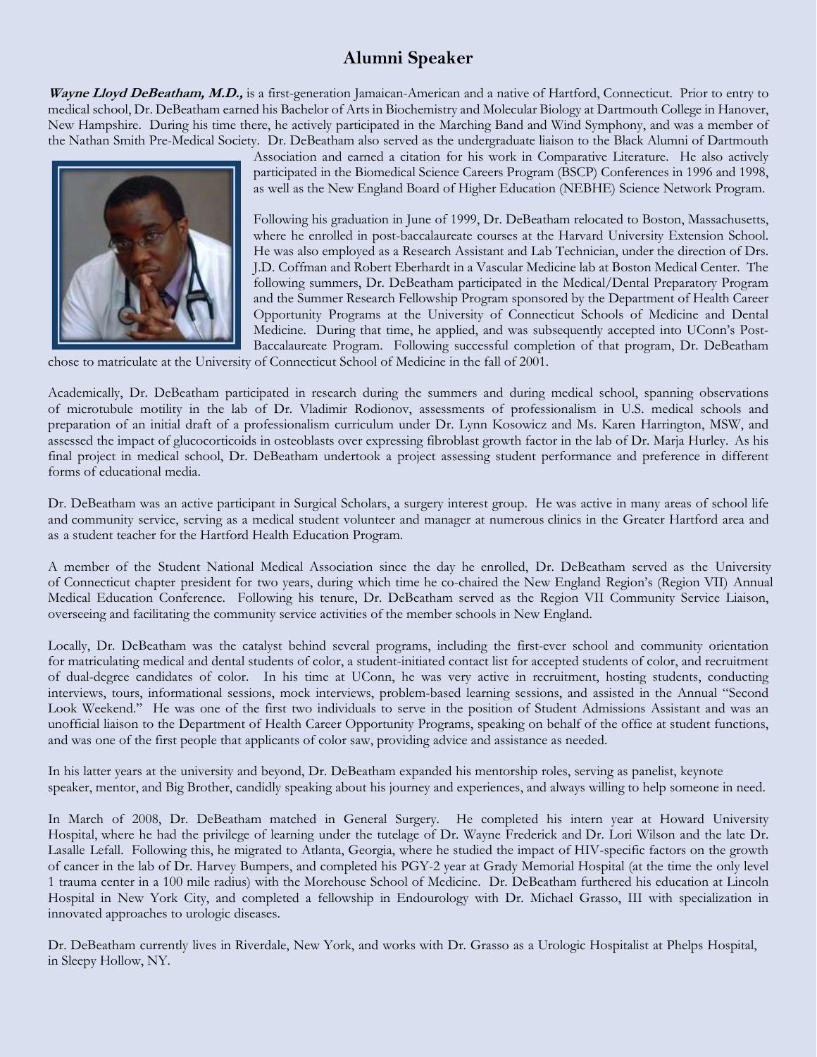# Alumni Speaker

***Wayne Lloyd DeBeatham, M.D.,*** is a first-generation Jamaican-American and a native of Hartford, Connecticut. Prior to entry to medical school, Dr. DeBeatham earned his Bachelor of Arts in Biochemistry and Molecular Biology at Dartmouth College in Hanover, New Hampshire. During his time there, he actively participated in the Marching Band and Wind Symphony, and was a member of the Nathan Smith Pre-Medical Society. Dr. DeBeatham also served as the undergraduate liaison to the Black Alumni of Dartmouth Association and earned a citation for his work in Comparative Literature. He also actively participated in the Biomedical Science Careers Program (BSCP) Conferences in 1996 and 1998, as well as the New England Board of Higher Education (NEBHE) Science Network Program.

Following his graduation in June of 1999, Dr. DeBeatham relocated to Boston, Massachusetts, where he enrolled in post-baccalaureate courses at the Harvard University Extension School. He was also employed as a Research Assistant and Lab Technician, under the direction of Drs. J.D. Coffman and Robert Eberhardt in a Vascular Medicine lab at Boston Medical Center. The following summers, Dr. DeBeatham participated in the Medical/Dental Preparatory Program and the Summer Research Fellowship Program sponsored by the Department of Health Career Opportunity Programs at the University of Connecticut Schools of Medicine and Dental Medicine. During that time, he applied, and was subsequently accepted into UConn's Post-Baccalaureate Program. Following successful completion of that program, Dr. DeBeatham chose to matriculate at the University of Connecticut School of Medicine in the fall of 2001.

Academically, Dr. DeBeatham participated in research during the summers and during medical school, spanning observations of microtubule motility in the lab of Dr. Vladimir Rodionov, assessments of professionalism in U.S. medical schools and preparation of an initial draft of a professionalism curriculum under Dr. Lynn Kosowicz and Ms. Karen Harrington, MSW, and assessed the impact of glucocorticoids in osteoblasts over expressing fibroblast growth factor in the lab of Dr. Marja Hurley. As his final project in medical school, Dr. DeBeatham undertook a project assessing student performance and preference in different forms of educational media.

Dr. DeBeatham was an active participant in Surgical Scholars, a surgery interest group. He was active in many areas of school life and community service, serving as a medical student volunteer and manager at numerous clinics in the Greater Hartford area and as a student teacher for the Hartford Health Education Program.

A member of the Student National Medical Association since the day he enrolled, Dr. DeBeatham served as the University of Connecticut chapter president for two years, during which time he co-chaired the New England Region's (Region VII) Annual Medical Education Conference. Following his tenure, Dr. DeBeatham served as the Region VII Community Service Liaison, overseeing and facilitating the community service activities of the member schools in New England.

Locally, Dr. DeBeatham was the catalyst behind several programs, including the first-ever school and community orientation for matriculating medical and dental students of color, a student-initiated contact list for accepted students of color, and recruitment of dual-degree candidates of color. In his time at UConn, he was very active in recruitment, hosting students, conducting interviews, tours, informational sessions, mock interviews, problem-based learning sessions, and assisted in the Annual "Second Look Weekend." He was one of the first two individuals to serve in the position of Student Admissions Assistant and was an unofficial liaison to the Department of Health Career Opportunity Programs, speaking on behalf of the office at student functions, and was one of the first people that applicants of color saw, providing advice and assistance as needed.

In his latter years at the university and beyond, Dr. DeBeatham expanded his mentorship roles, serving as panelist, keynote speaker, mentor, and Big Brother, candidly speaking about his journey and experiences, and always willing to help someone in need.

In March of 2008, Dr. DeBeatham matched in General Surgery. He completed his intern year at Howard University Hospital, where he had the privilege of learning under the tutelage of Dr. Wayne Frederick and Dr. Lori Wilson and the late Dr. Lasalle Lefall. Following this, he migrated to Atlanta, Georgia, where he studied the impact of HIV-specific factors on the growth of cancer in the lab of Dr. Harvey Bumpers, and completed his PGY-2 year at Grady Memorial Hospital (at the time the only level 1 trauma center in a 100 mile radius) with the Morehouse School of Medicine. Dr. DeBeatham furthered his education at Lincoln Hospital in New York City, and completed a fellowship in Endourology with Dr. Michael Grasso, III with specialization in innovated approaches to urologic diseases.

Dr. DeBeatham currently lives in Riverdale, New York, and works with Dr. Grasso as a Urologic Hospitalist at Phelps Hospital, in Sleepy Hollow, NY.